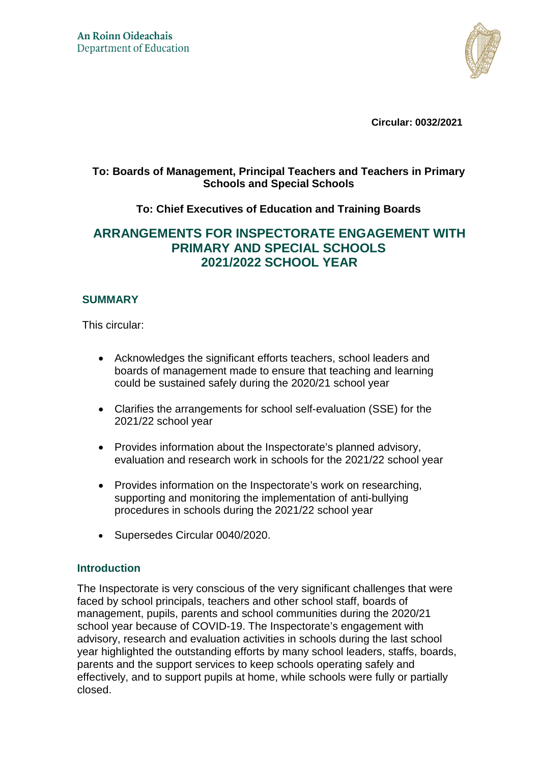An Roinn Oideachais
Department of Education

**Circular: 0032/2021**

**To: Boards of Management, Principal Teachers and Teachers in Primary Schools and Special Schools**

**To: Chief Executives of Education and Training Boards**

# ARRANGEMENTS FOR INSPECTORATE ENGAGEMENT WITH PRIMARY AND SPECIAL SCHOOLS 2021/2022 SCHOOL YEAR

## SUMMARY

This circular:

- Acknowledges the significant efforts teachers, school leaders and boards of management made to ensure that teaching and learning could be sustained safely during the 2020/21 school year
- Clarifies the arrangements for school self-evaluation (SSE) for the 2021/22 school year
- Provides information about the Inspectorate's planned advisory, evaluation and research work in schools for the 2021/22 school year
- Provides information on the Inspectorate's work on researching, supporting and monitoring the implementation of anti-bullying procedures in schools during the 2021/22 school year
- Supersedes Circular 0040/2020.

## Introduction

The Inspectorate is very conscious of the very significant challenges that were faced by school principals, teachers and other school staff, boards of management, pupils, parents and school communities during the 2020/21 school year because of COVID-19. The Inspectorate's engagement with advisory, research and evaluation activities in schools during the last school year highlighted the outstanding efforts by many school leaders, staffs, boards, parents and the support services to keep schools operating safely and effectively, and to support pupils at home, while schools were fully or partially closed.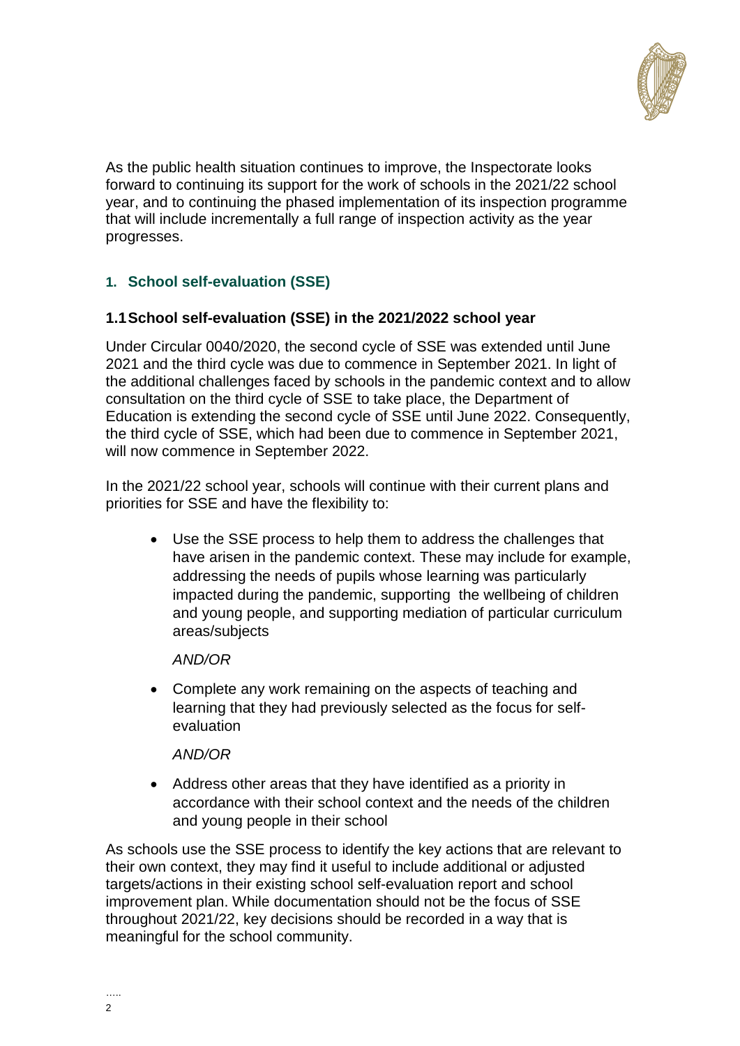As the public health situation continues to improve, the Inspectorate looks forward to continuing its support for the work of schools in the 2021/22 school year, and to continuing the phased implementation of its inspection programme that will include incrementally a full range of inspection activity as the year progresses.

## 1. School self-evaluation (SSE)

### 1.1 School self-evaluation (SSE) in the 2021/2022 school year

Under Circular 0040/2020, the second cycle of SSE was extended until June 2021 and the third cycle was due to commence in September 2021. In light of the additional challenges faced by schools in the pandemic context and to allow consultation on the third cycle of SSE to take place, the Department of Education is extending the second cycle of SSE until June 2022. Consequently, the third cycle of SSE, which had been due to commence in September 2021, will now commence in September 2022.

In the 2021/22 school year, schools will continue with their current plans and priorities for SSE and have the flexibility to:

- Use the SSE process to help them to address the challenges that have arisen in the pandemic context. These may include for example, addressing the needs of pupils whose learning was particularly impacted during the pandemic, supporting the wellbeing of children and young people, and supporting mediation of particular curriculum areas/subjects

  *AND/OR*

- Complete any work remaining on the aspects of teaching and learning that they had previously selected as the focus for self-evaluation

  *AND/OR*

- Address other areas that they have identified as a priority in accordance with their school context and the needs of the children and young people in their school

As schools use the SSE process to identify the key actions that are relevant to their own context, they may find it useful to include additional or adjusted targets/actions in their existing school self-evaluation report and school improvement plan. While documentation should not be the focus of SSE throughout 2021/22, key decisions should be recorded in a way that is meaningful for the school community.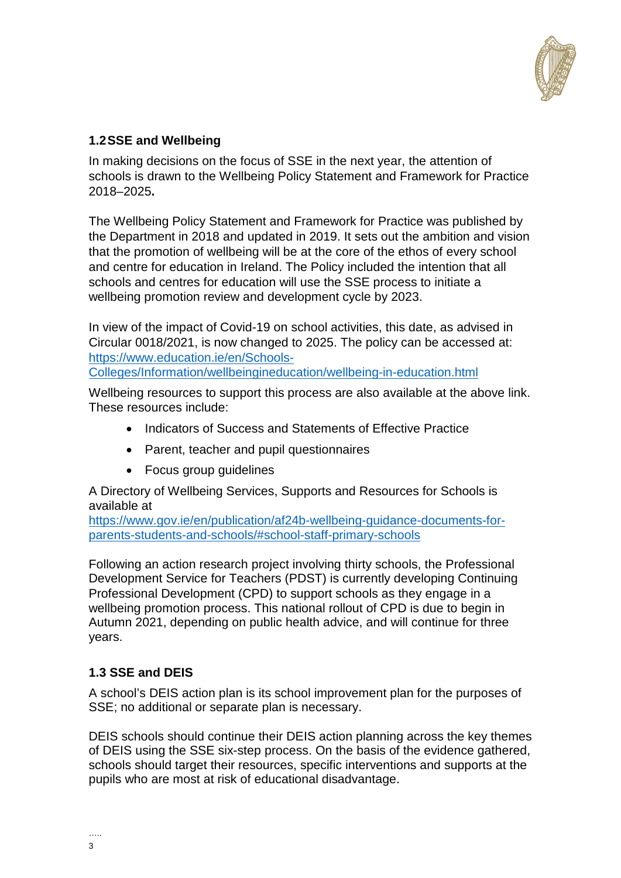### 1.2 SSE and Wellbeing

In making decisions on the focus of SSE in the next year, the attention of schools is drawn to the Wellbeing Policy Statement and Framework for Practice 2018–2025**.**

The Wellbeing Policy Statement and Framework for Practice was published by the Department in 2018 and updated in 2019. It sets out the ambition and vision that the promotion of wellbeing will be at the core of the ethos of every school and centre for education in Ireland. The Policy included the intention that all schools and centres for education will use the SSE process to initiate a wellbeing promotion review and development cycle by 2023.

In view of the impact of Covid-19 on school activities, this date, as advised in Circular 0018/2021, is now changed to 2025. The policy can be accessed at: [https://www.education.ie/en/Schools-Colleges/Information/wellbeingineducation/wellbeing-in-education.html](https://www.education.ie/en/Schools-Colleges/Information/wellbeingineducation/wellbeing-in-education.html)

Wellbeing resources to support this process are also available at the above link. These resources include:

- Indicators of Success and Statements of Effective Practice
- Parent, teacher and pupil questionnaires
- Focus group guidelines

A Directory of Wellbeing Services, Supports and Resources for Schools is available at [https://www.gov.ie/en/publication/af24b-wellbeing-guidance-documents-for-parents-students-and-schools/#school-staff-primary-schools](https://www.gov.ie/en/publication/af24b-wellbeing-guidance-documents-for-parents-students-and-schools/#school-staff-primary-schools)

Following an action research project involving thirty schools, the Professional Development Service for Teachers (PDST) is currently developing Continuing Professional Development (CPD) to support schools as they engage in a wellbeing promotion process. This national rollout of CPD is due to begin in Autumn 2021, depending on public health advice, and will continue for three years.

### 1.3 SSE and DEIS

A school's DEIS action plan is its school improvement plan for the purposes of SSE; no additional or separate plan is necessary.

DEIS schools should continue their DEIS action planning across the key themes of DEIS using the SSE six-step process. On the basis of the evidence gathered, schools should target their resources, specific interventions and supports at the pupils who are most at risk of educational disadvantage.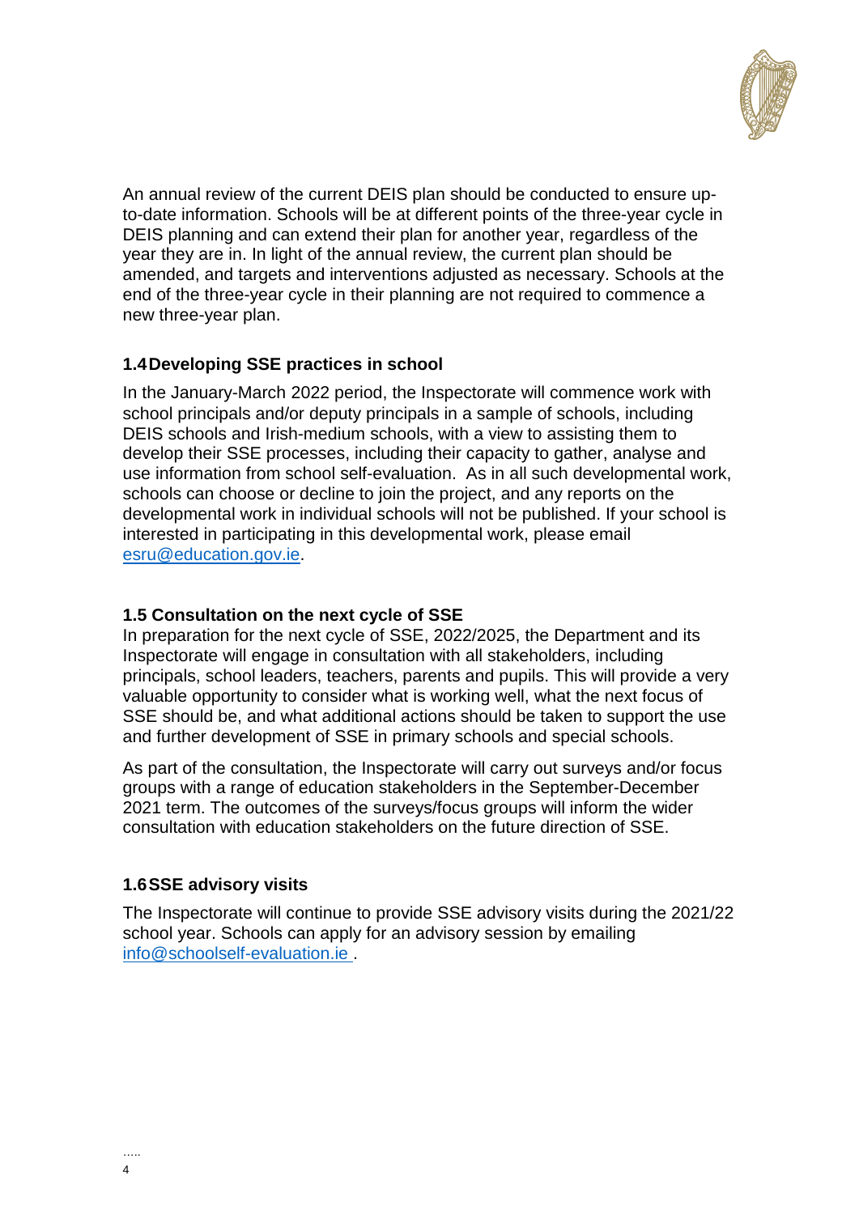An annual review of the current DEIS plan should be conducted to ensure up-to-date information. Schools will be at different points of the three-year cycle in DEIS planning and can extend their plan for another year, regardless of the year they are in. In light of the annual review, the current plan should be amended, and targets and interventions adjusted as necessary. Schools at the end of the three-year cycle in their planning are not required to commence a new three-year plan.

### 1.4 Developing SSE practices in school

In the January-March 2022 period, the Inspectorate will commence work with school principals and/or deputy principals in a sample of schools, including DEIS schools and Irish-medium schools, with a view to assisting them to develop their SSE processes, including their capacity to gather, analyse and use information from school self-evaluation. As in all such developmental work, schools can choose or decline to join the project, and any reports on the developmental work in individual schools will not be published. If your school is interested in participating in this developmental work, please email [esru@education.gov.ie](mailto:esru@education.gov.ie).

### 1.5 Consultation on the next cycle of SSE

In preparation for the next cycle of SSE, 2022/2025, the Department and its Inspectorate will engage in consultation with all stakeholders, including principals, school leaders, teachers, parents and pupils. This will provide a very valuable opportunity to consider what is working well, what the next focus of SSE should be, and what additional actions should be taken to support the use and further development of SSE in primary schools and special schools.

As part of the consultation, the Inspectorate will carry out surveys and/or focus groups with a range of education stakeholders in the September-December 2021 term. The outcomes of the surveys/focus groups will inform the wider consultation with education stakeholders on the future direction of SSE.

### 1.6 SSE advisory visits

The Inspectorate will continue to provide SSE advisory visits during the 2021/22 school year. Schools can apply for an advisory session by emailing [info@schoolself-evaluation.ie](mailto:info@schoolself-evaluation.ie) .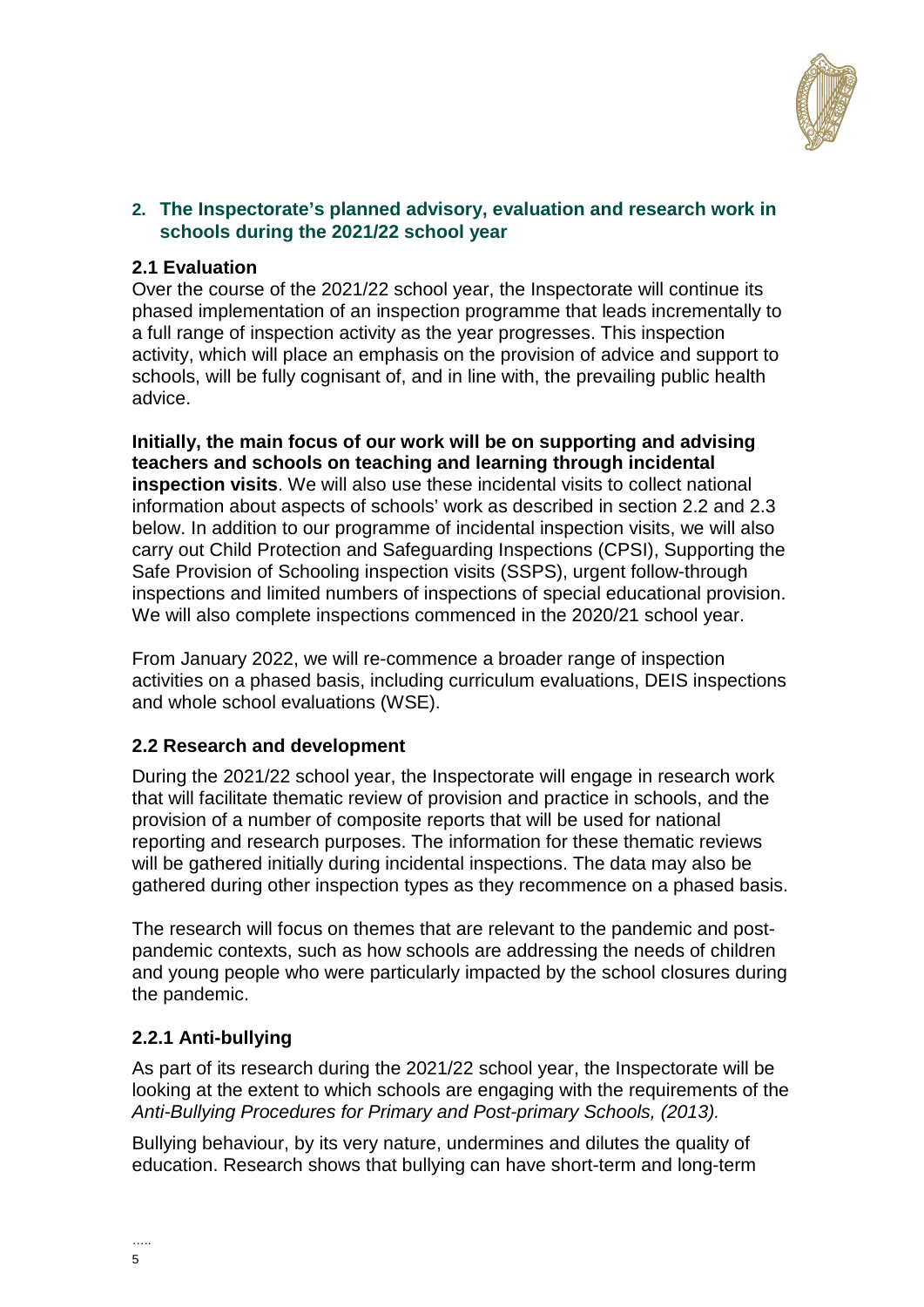## 2. The Inspectorate's planned advisory, evaluation and research work in schools during the 2021/22 school year

### 2.1 Evaluation

Over the course of the 2021/22 school year, the Inspectorate will continue its phased implementation of an inspection programme that leads incrementally to a full range of inspection activity as the year progresses. This inspection activity, which will place an emphasis on the provision of advice and support to schools, will be fully cognisant of, and in line with, the prevailing public health advice.

**Initially, the main focus of our work will be on supporting and advising teachers and schools on teaching and learning through incidental inspection visits**. We will also use these incidental visits to collect national information about aspects of schools' work as described in section 2.2 and 2.3 below. In addition to our programme of incidental inspection visits, we will also carry out Child Protection and Safeguarding Inspections (CPSI), Supporting the Safe Provision of Schooling inspection visits (SSPS), urgent follow-through inspections and limited numbers of inspections of special educational provision. We will also complete inspections commenced in the 2020/21 school year.

From January 2022, we will re-commence a broader range of inspection activities on a phased basis, including curriculum evaluations, DEIS inspections and whole school evaluations (WSE).

### 2.2 Research and development

During the 2021/22 school year, the Inspectorate will engage in research work that will facilitate thematic review of provision and practice in schools, and the provision of a number of composite reports that will be used for national reporting and research purposes. The information for these thematic reviews will be gathered initially during incidental inspections. The data may also be gathered during other inspection types as they recommence on a phased basis.

The research will focus on themes that are relevant to the pandemic and post-pandemic contexts, such as how schools are addressing the needs of children and young people who were particularly impacted by the school closures during the pandemic.

#### 2.2.1 Anti-bullying

As part of its research during the 2021/22 school year, the Inspectorate will be looking at the extent to which schools are engaging with the requirements of the *Anti-Bullying Procedures for Primary and Post-primary Schools, (2013).*

Bullying behaviour, by its very nature, undermines and dilutes the quality of education. Research shows that bullying can have short-term and long-term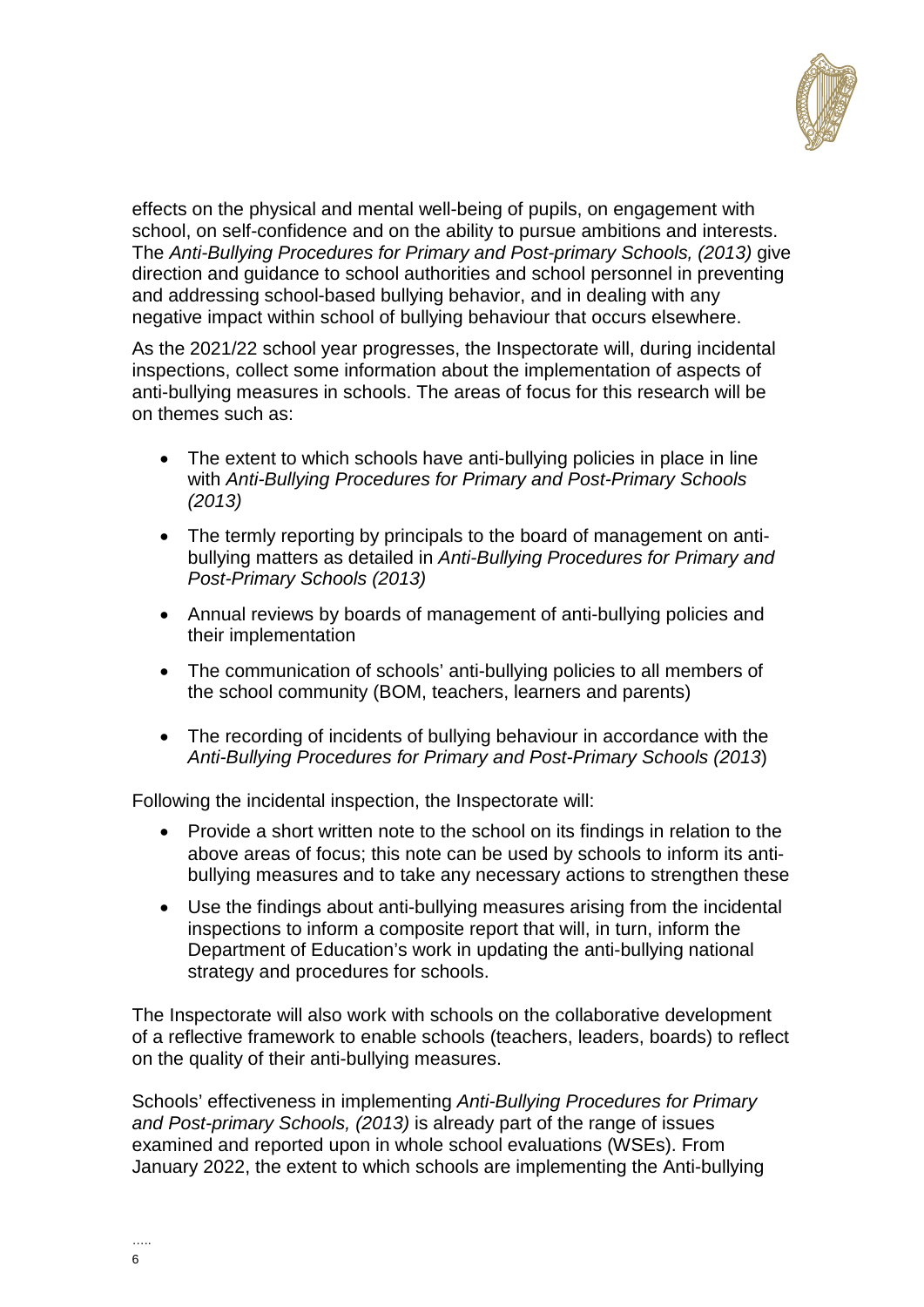effects on the physical and mental well-being of pupils, on engagement with school, on self-confidence and on the ability to pursue ambitions and interests. The *Anti-Bullying Procedures for Primary and Post-primary Schools, (2013)* give direction and guidance to school authorities and school personnel in preventing and addressing school-based bullying behavior, and in dealing with any negative impact within school of bullying behaviour that occurs elsewhere.

As the 2021/22 school year progresses, the Inspectorate will, during incidental inspections, collect some information about the implementation of aspects of anti-bullying measures in schools. The areas of focus for this research will be on themes such as:

- The extent to which schools have anti-bullying policies in place in line with *Anti-Bullying Procedures for Primary and Post-Primary Schools (2013)*
- The termly reporting by principals to the board of management on anti-bullying matters as detailed in *Anti-Bullying Procedures for Primary and Post-Primary Schools (2013)*
- Annual reviews by boards of management of anti-bullying policies and their implementation
- The communication of schools' anti-bullying policies to all members of the school community (BOM, teachers, learners and parents)
- The recording of incidents of bullying behaviour in accordance with the *Anti-Bullying Procedures for Primary and Post-Primary Schools (2013*)

Following the incidental inspection, the Inspectorate will:

- Provide a short written note to the school on its findings in relation to the above areas of focus; this note can be used by schools to inform its anti-bullying measures and to take any necessary actions to strengthen these
- Use the findings about anti-bullying measures arising from the incidental inspections to inform a composite report that will, in turn, inform the Department of Education's work in updating the anti-bullying national strategy and procedures for schools.

The Inspectorate will also work with schools on the collaborative development of a reflective framework to enable schools (teachers, leaders, boards) to reflect on the quality of their anti-bullying measures.

Schools' effectiveness in implementing *Anti-Bullying Procedures for Primary and Post-primary Schools, (2013)* is already part of the range of issues examined and reported upon in whole school evaluations (WSEs). From January 2022, the extent to which schools are implementing the Anti-bullying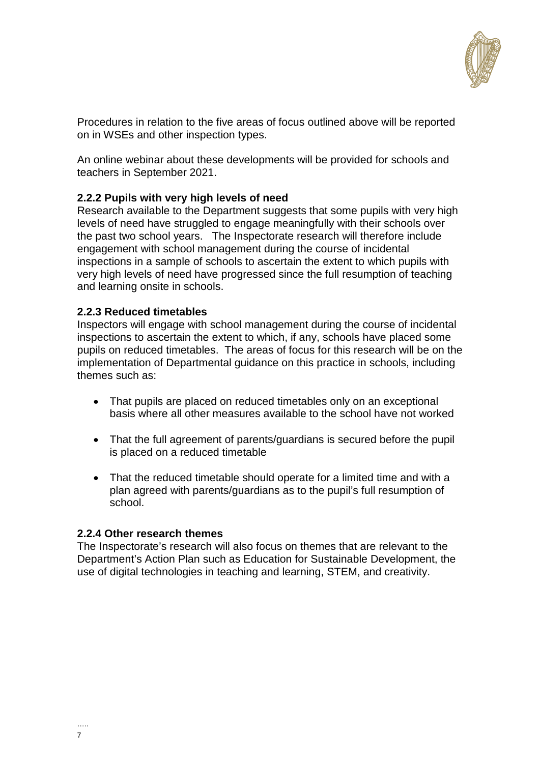Procedures in relation to the five areas of focus outlined above will be reported on in WSEs and other inspection types.

An online webinar about these developments will be provided for schools and teachers in September 2021.

### 2.2.2 Pupils with very high levels of need

Research available to the Department suggests that some pupils with very high levels of need have struggled to engage meaningfully with their schools over the past two school years. The Inspectorate research will therefore include engagement with school management during the course of incidental inspections in a sample of schools to ascertain the extent to which pupils with very high levels of need have progressed since the full resumption of teaching and learning onsite in schools.

### 2.2.3 Reduced timetables

Inspectors will engage with school management during the course of incidental inspections to ascertain the extent to which, if any, schools have placed some pupils on reduced timetables. The areas of focus for this research will be on the implementation of Departmental guidance on this practice in schools, including themes such as:

- That pupils are placed on reduced timetables only on an exceptional basis where all other measures available to the school have not worked
- That the full agreement of parents/guardians is secured before the pupil is placed on a reduced timetable
- That the reduced timetable should operate for a limited time and with a plan agreed with parents/guardians as to the pupil's full resumption of school.

### 2.2.4 Other research themes

The Inspectorate's research will also focus on themes that are relevant to the Department's Action Plan such as Education for Sustainable Development, the use of digital technologies in teaching and learning, STEM, and creativity.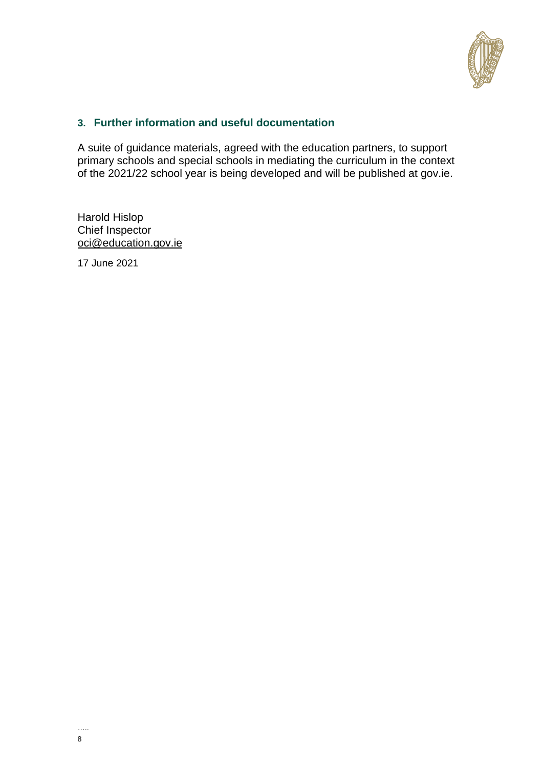## 3. Further information and useful documentation

A suite of guidance materials, agreed with the education partners, to support primary schools and special schools in mediating the curriculum in the context of the 2021/22 school year is being developed and will be published at gov.ie.

Harold Hislop
Chief Inspector
oci@education.gov.ie

17 June 2021